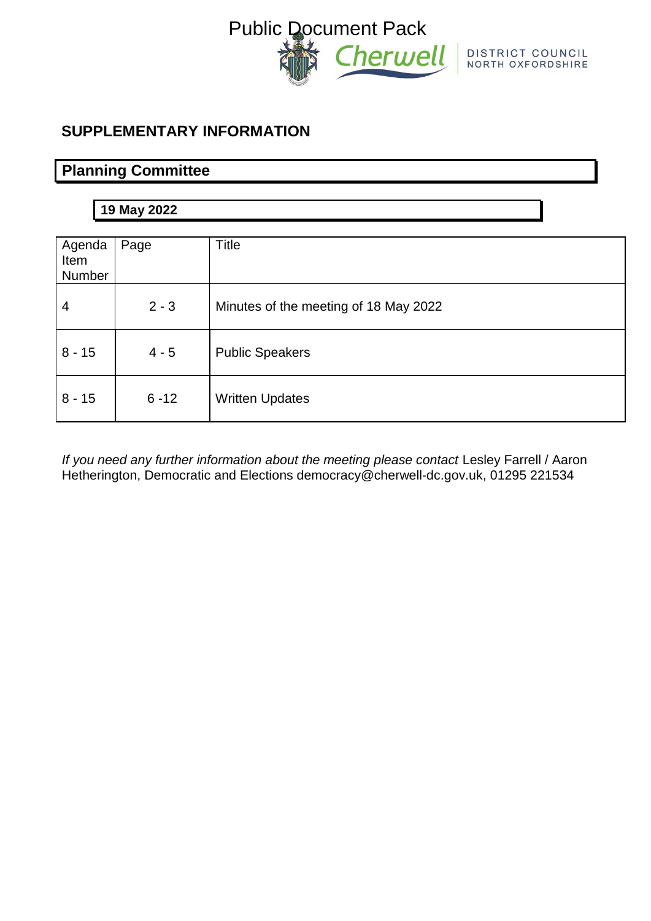Public Document Pack

Cherwell DISTRICT COUNCIL NORTH OXFORDSHIRE

## SUPPLEMENTARY INFORMATION

## Planning Committee

**19 May 2022**

| Agenda Item Number | Page | Title |
|---|---|---|
| 4 | 2 - 3 | Minutes of the meeting of 18 May 2022 |
| 8 - 15 | 4 - 5 | Public Speakers |
| 8 - 15 | 6 -12 | Written Updates |

*If you need any further information about the meeting please contact* Lesley Farrell / Aaron Hetherington, Democratic and Elections democracy@cherwell-dc.gov.uk, 01295 221534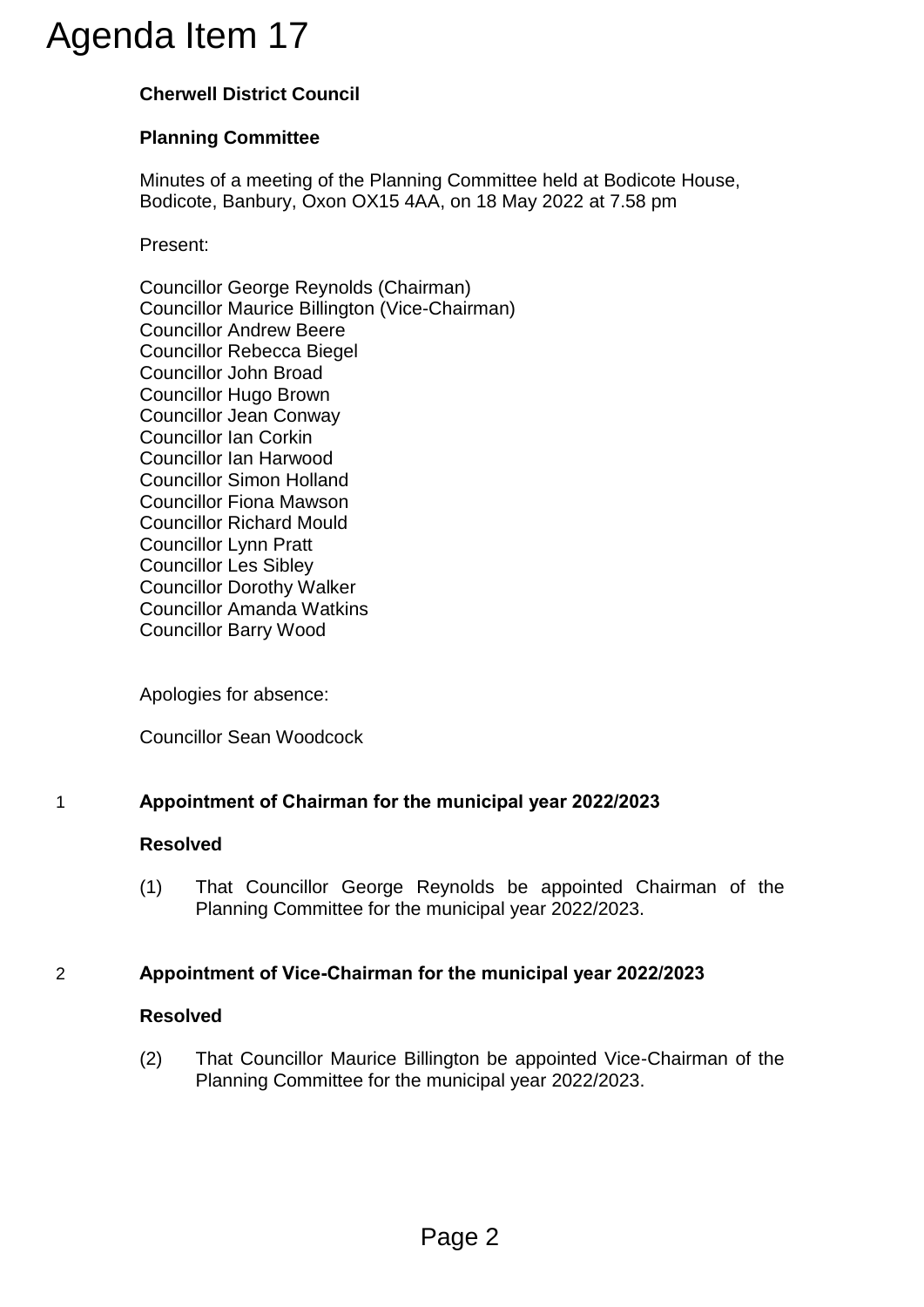# Agenda Item 17

**Cherwell District Council**

**Planning Committee**

Minutes of a meeting of the Planning Committee held at Bodicote House, Bodicote, Banbury, Oxon OX15 4AA, on 18 May 2022 at 7.58 pm

Present:

Councillor George Reynolds (Chairman)
Councillor Maurice Billington (Vice-Chairman)
Councillor Andrew Beere
Councillor Rebecca Biegel
Councillor John Broad
Councillor Hugo Brown
Councillor Jean Conway
Councillor Ian Corkin
Councillor Ian Harwood
Councillor Simon Holland
Councillor Fiona Mawson
Councillor Richard Mould
Councillor Lynn Pratt
Councillor Les Sibley
Councillor Dorothy Walker
Councillor Amanda Watkins
Councillor Barry Wood

Apologies for absence:

Councillor Sean Woodcock

## 1 Appointment of Chairman for the municipal year 2022/2023

**Resolved**

(1) That Councillor George Reynolds be appointed Chairman of the Planning Committee for the municipal year 2022/2023.

## 2 Appointment of Vice-Chairman for the municipal year 2022/2023

**Resolved**

(2) That Councillor Maurice Billington be appointed Vice-Chairman of the Planning Committee for the municipal year 2022/2023.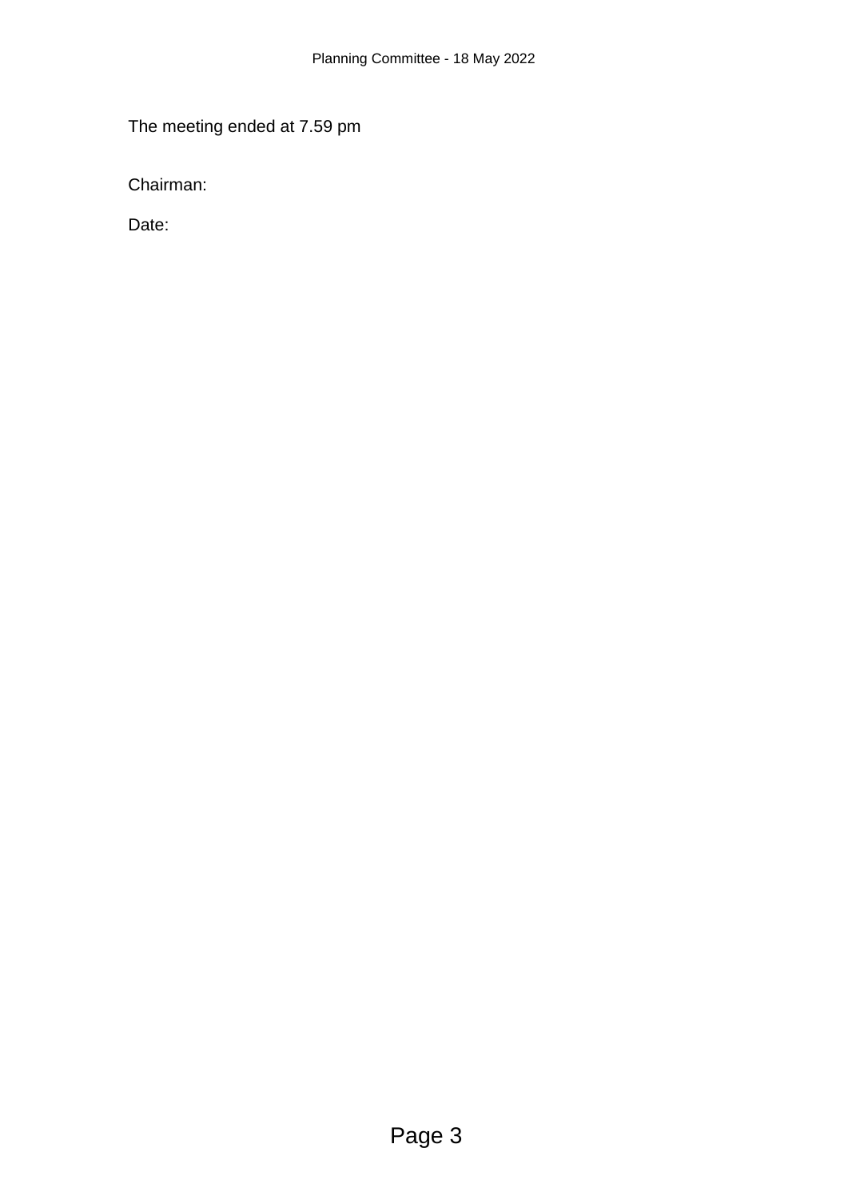The meeting ended at 7.59 pm

Chairman:

Date: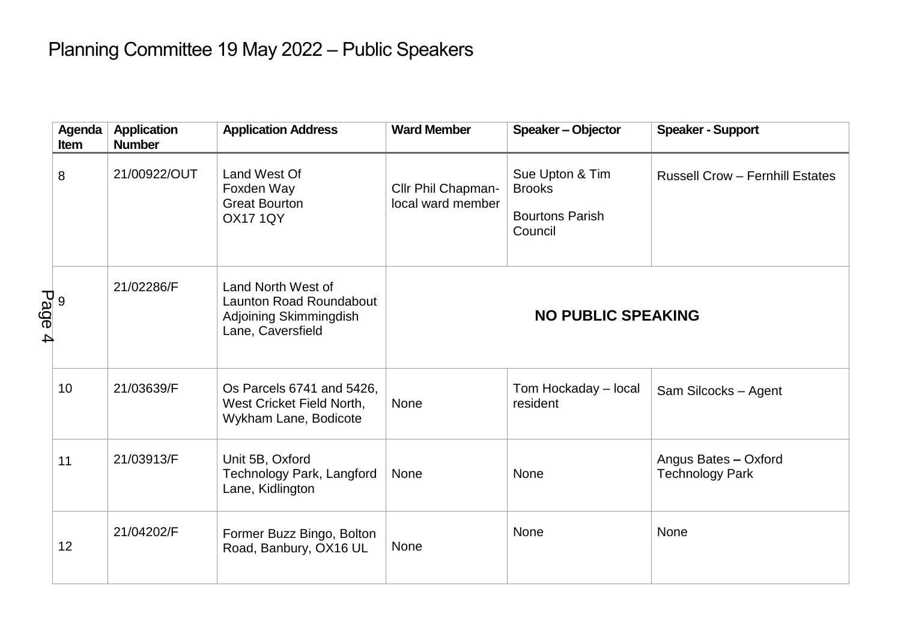# Planning Committee 19 May 2022 – Public Speakers

| Agenda Item | Application Number | Application Address | Ward Member | Speaker – Objector | Speaker - Support |
|---|---|---|---|---|---|
| 8 | 21/00922/OUT | Land West Of Foxden Way Great Bourton OX17 1QY | Cllr Phil Chapman- local ward member | Sue Upton & Tim Brooks<br><br>Bourtons Parish Council | Russell Crow – Fernhill Estates |
| 9 | 21/02286/F | Land North West of Launton Road Roundabout Adjoining Skimmingdish Lane, Caversfield | **NO PUBLIC SPEAKING** | | |
| 10 | 21/03639/F | Os Parcels 6741 and 5426, West Cricket Field North, Wykham Lane, Bodicote | None | Tom Hockaday – local resident | Sam Silcocks – Agent |
| 11 | 21/03913/F | Unit 5B, Oxford Technology Park, Langford Lane, Kidlington | None | None | Angus Bates **–** Oxford Technology Park |
| 12 | 21/04202/F | Former Buzz Bingo, Bolton Road, Banbury, OX16 UL | None | None | None |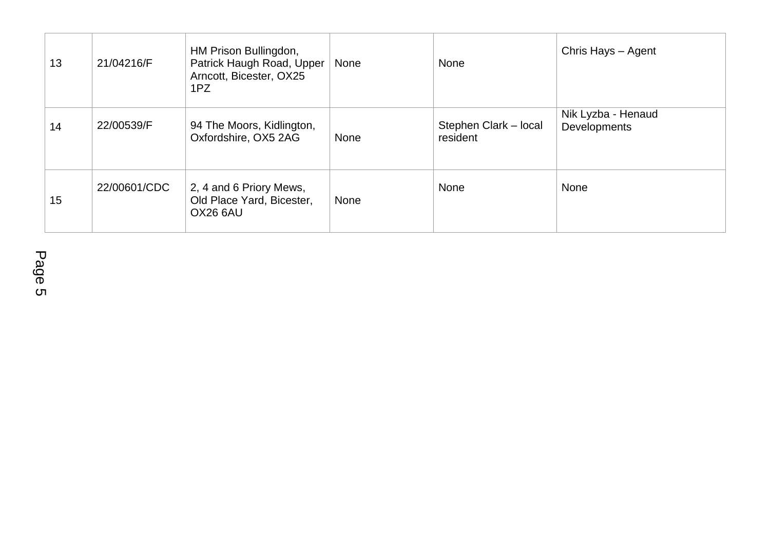| 13 | 21/04216/F | HM Prison Bullingdon, Patrick Haugh Road, Upper Arncott, Bicester, OX25 1PZ | None | None | Chris Hays – Agent |
|---|---|---|---|---|---|
| 14 | 22/00539/F | 94 The Moors, Kidlington, Oxfordshire, OX5 2AG | None | Stephen Clark – local resident | Nik Lyzba - Henaud Developments |
| 15 | 22/00601/CDC | 2, 4 and 6 Priory Mews, Old Place Yard, Bicester, OX26 6AU | None | None | None |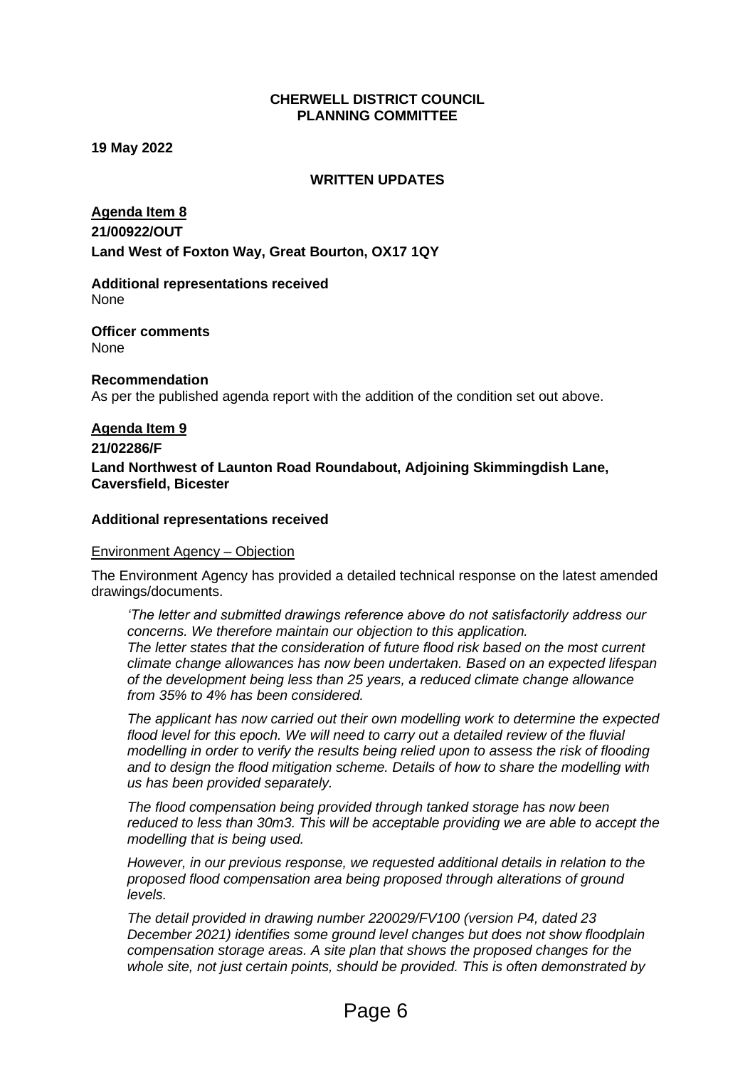**CHERWELL DISTRICT COUNCIL**
**PLANNING COMMITTEE**

**19 May 2022**

**WRITTEN UPDATES**

**Agenda Item 8**

**21/00922/OUT**

**Land West of Foxton Way, Great Bourton, OX17 1QY**

**Additional representations received**
None

**Officer comments**
None

**Recommendation**
As per the published agenda report with the addition of the condition set out above.

**Agenda Item 9**

**21/02286/F**

**Land Northwest of Launton Road Roundabout, Adjoining Skimmingdish Lane, Caversfield, Bicester**

**Additional representations received**

Environment Agency – Objection

The Environment Agency has provided a detailed technical response on the latest amended drawings/documents.

> *'The letter and submitted drawings reference above do not satisfactorily address our concerns. We therefore maintain our objection to this application.*
> *The letter states that the consideration of future flood risk based on the most current climate change allowances has now been undertaken. Based on an expected lifespan of the development being less than 25 years, a reduced climate change allowance from 35% to 4% has been considered.*
>
> *The applicant has now carried out their own modelling work to determine the expected flood level for this epoch. We will need to carry out a detailed review of the fluvial modelling in order to verify the results being relied upon to assess the risk of flooding and to design the flood mitigation scheme. Details of how to share the modelling with us has been provided separately.*
>
> *The flood compensation being provided through tanked storage has now been reduced to less than 30m3. This will be acceptable providing we are able to accept the modelling that is being used.*
>
> *However, in our previous response, we requested additional details in relation to the proposed flood compensation area being proposed through alterations of ground levels.*
>
> *The detail provided in drawing number 220029/FV100 (version P4, dated 23 December 2021) identifies some ground level changes but does not show floodplain compensation storage areas. A site plan that shows the proposed changes for the whole site, not just certain points, should be provided. This is often demonstrated by*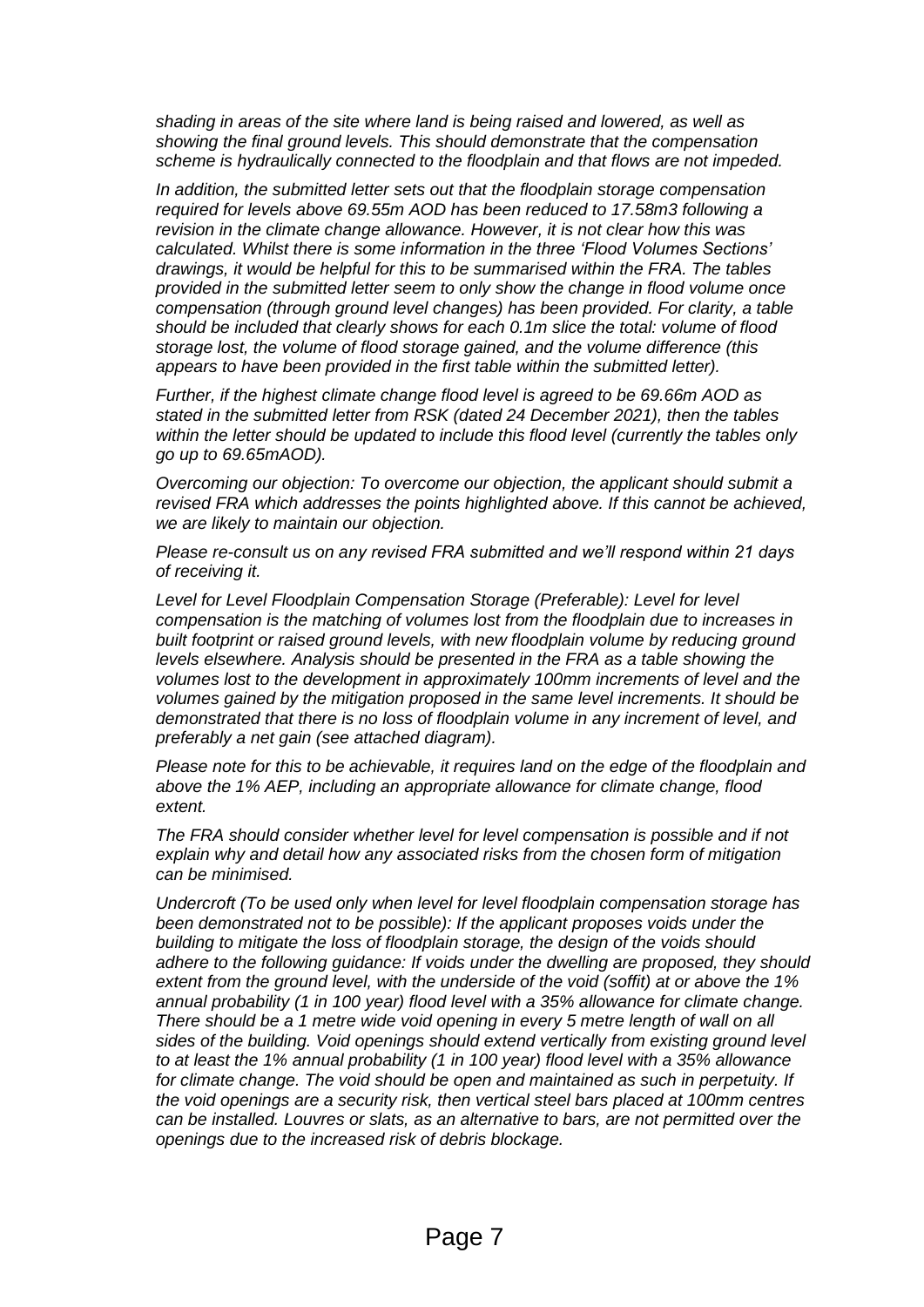*shading in areas of the site where land is being raised and lowered, as well as showing the final ground levels. This should demonstrate that the compensation scheme is hydraulically connected to the floodplain and that flows are not impeded.*

*In addition, the submitted letter sets out that the floodplain storage compensation required for levels above 69.55m AOD has been reduced to 17.58m3 following a revision in the climate change allowance. However, it is not clear how this was calculated. Whilst there is some information in the three 'Flood Volumes Sections' drawings, it would be helpful for this to be summarised within the FRA. The tables provided in the submitted letter seem to only show the change in flood volume once compensation (through ground level changes) has been provided. For clarity, a table should be included that clearly shows for each 0.1m slice the total: volume of flood storage lost, the volume of flood storage gained, and the volume difference (this appears to have been provided in the first table within the submitted letter).*

*Further, if the highest climate change flood level is agreed to be 69.66m AOD as stated in the submitted letter from RSK (dated 24 December 2021), then the tables within the letter should be updated to include this flood level (currently the tables only go up to 69.65mAOD).*

*Overcoming our objection: To overcome our objection, the applicant should submit a revised FRA which addresses the points highlighted above. If this cannot be achieved, we are likely to maintain our objection.*

*Please re-consult us on any revised FRA submitted and we'll respond within 21 days of receiving it.*

*Level for Level Floodplain Compensation Storage (Preferable): Level for level compensation is the matching of volumes lost from the floodplain due to increases in built footprint or raised ground levels, with new floodplain volume by reducing ground levels elsewhere. Analysis should be presented in the FRA as a table showing the volumes lost to the development in approximately 100mm increments of level and the volumes gained by the mitigation proposed in the same level increments. It should be demonstrated that there is no loss of floodplain volume in any increment of level, and preferably a net gain (see attached diagram).*

*Please note for this to be achievable, it requires land on the edge of the floodplain and above the 1% AEP, including an appropriate allowance for climate change, flood extent.*

*The FRA should consider whether level for level compensation is possible and if not explain why and detail how any associated risks from the chosen form of mitigation can be minimised.*

*Undercroft (To be used only when level for level floodplain compensation storage has been demonstrated not to be possible): If the applicant proposes voids under the building to mitigate the loss of floodplain storage, the design of the voids should adhere to the following guidance: If voids under the dwelling are proposed, they should extent from the ground level, with the underside of the void (soffit) at or above the 1% annual probability (1 in 100 year) flood level with a 35% allowance for climate change. There should be a 1 metre wide void opening in every 5 metre length of wall on all sides of the building. Void openings should extend vertically from existing ground level to at least the 1% annual probability (1 in 100 year) flood level with a 35% allowance for climate change. The void should be open and maintained as such in perpetuity. If the void openings are a security risk, then vertical steel bars placed at 100mm centres can be installed. Louvres or slats, as an alternative to bars, are not permitted over the openings due to the increased risk of debris blockage.*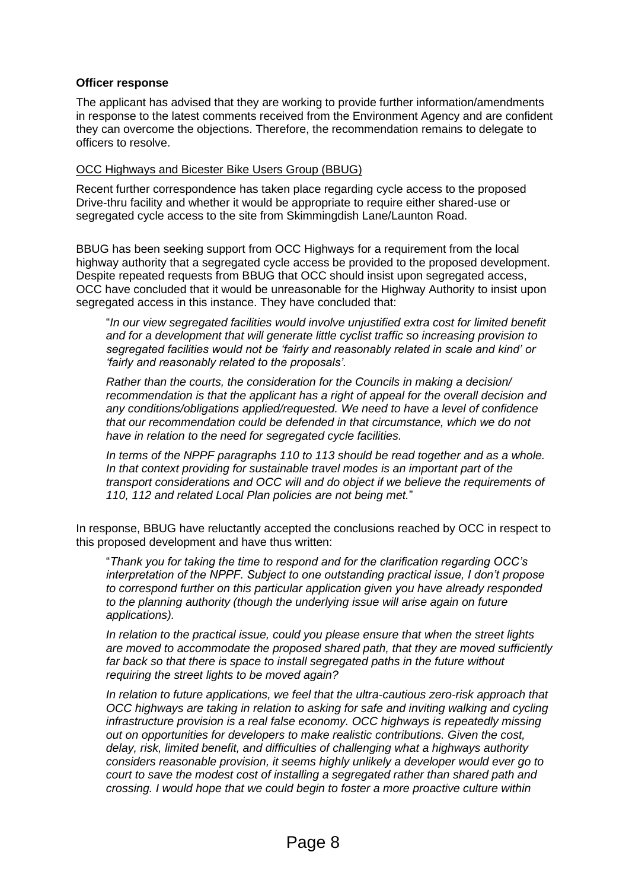**Officer response**

The applicant has advised that they are working to provide further information/amendments in response to the latest comments received from the Environment Agency and are confident they can overcome the objections. Therefore, the recommendation remains to delegate to officers to resolve.

<u>OCC Highways and Bicester Bike Users Group (BBUG)</u>

Recent further correspondence has taken place regarding cycle access to the proposed Drive-thru facility and whether it would be appropriate to require either shared-use or segregated cycle access to the site from Skimmingdish Lane/Launton Road.

BBUG has been seeking support from OCC Highways for a requirement from the local highway authority that a segregated cycle access be provided to the proposed development. Despite repeated requests from BBUG that OCC should insist upon segregated access, OCC have concluded that it would be unreasonable for the Highway Authority to insist upon segregated access in this instance. They have concluded that:

> "*In our view segregated facilities would involve unjustified extra cost for limited benefit and for a development that will generate little cyclist traffic so increasing provision to segregated facilities would not be 'fairly and reasonably related in scale and kind' or 'fairly and reasonably related to the proposals'.*
>
> *Rather than the courts, the consideration for the Councils in making a decision/ recommendation is that the applicant has a right of appeal for the overall decision and any conditions/obligations applied/requested. We need to have a level of confidence that our recommendation could be defended in that circumstance, which we do not have in relation to the need for segregated cycle facilities.*
>
> *In terms of the NPPF paragraphs 110 to 113 should be read together and as a whole. In that context providing for sustainable travel modes is an important part of the transport considerations and OCC will and do object if we believe the requirements of 110, 112 and related Local Plan policies are not being met.*"

In response, BBUG have reluctantly accepted the conclusions reached by OCC in respect to this proposed development and have thus written:

> "*Thank you for taking the time to respond and for the clarification regarding OCC's interpretation of the NPPF. Subject to one outstanding practical issue, I don't propose to correspond further on this particular application given you have already responded to the planning authority (though the underlying issue will arise again on future applications).*
>
> *In relation to the practical issue, could you please ensure that when the street lights are moved to accommodate the proposed shared path, that they are moved sufficiently far back so that there is space to install segregated paths in the future without requiring the street lights to be moved again?*
>
> *In relation to future applications, we feel that the ultra-cautious zero-risk approach that OCC highways are taking in relation to asking for safe and inviting walking and cycling infrastructure provision is a real false economy. OCC highways is repeatedly missing out on opportunities for developers to make realistic contributions. Given the cost, delay, risk, limited benefit, and difficulties of challenging what a highways authority considers reasonable provision, it seems highly unlikely a developer would ever go to court to save the modest cost of installing a segregated rather than shared path and crossing. I would hope that we could begin to foster a more proactive culture within*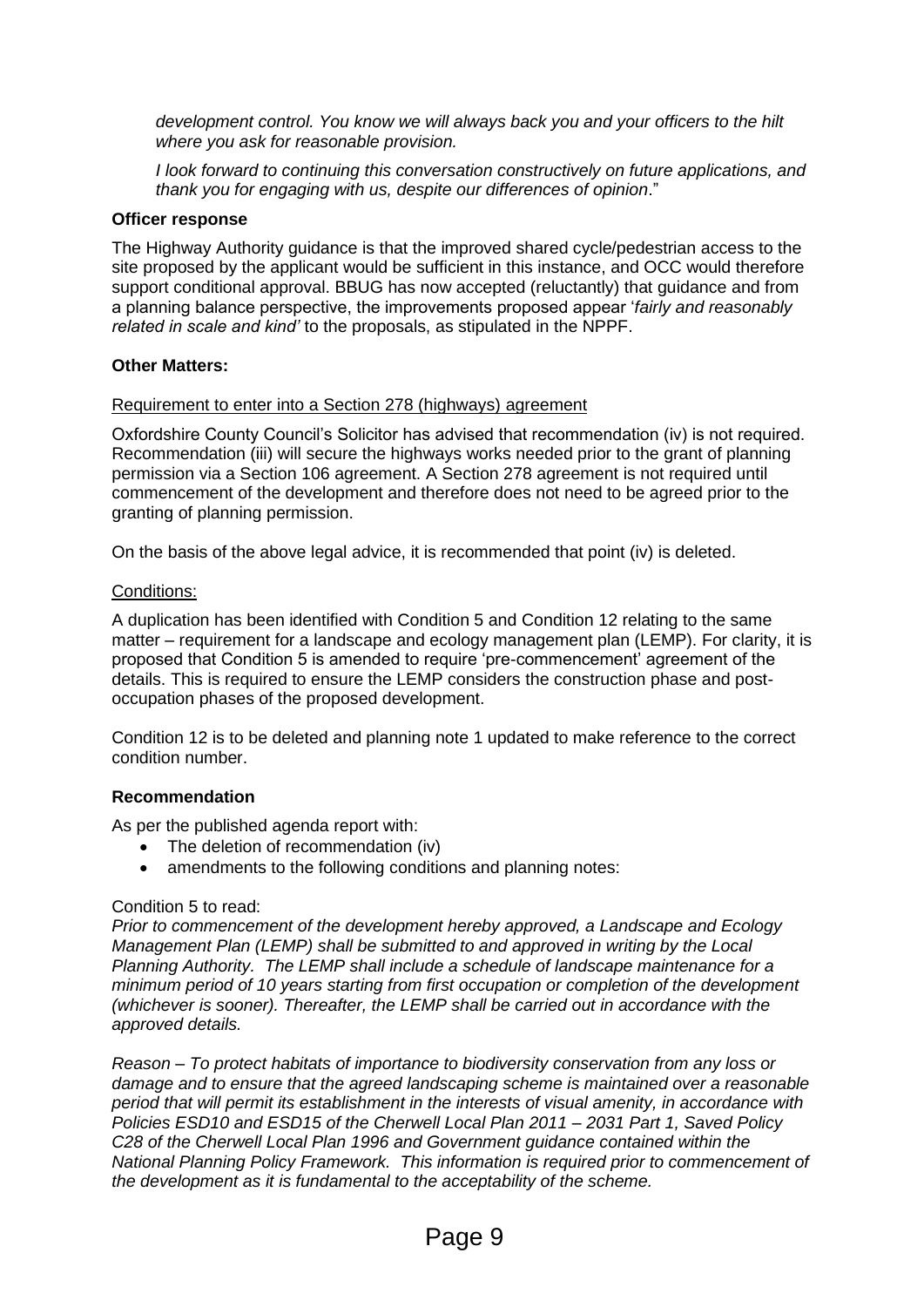*development control. You know we will always back you and your officers to the hilt where you ask for reasonable provision.*

*I look forward to continuing this conversation constructively on future applications, and thank you for engaging with us, despite our differences of opinion*."

**Officer response**

The Highway Authority guidance is that the improved shared cycle/pedestrian access to the site proposed by the applicant would be sufficient in this instance, and OCC would therefore support conditional approval. BBUG has now accepted (reluctantly) that guidance and from a planning balance perspective, the improvements proposed appear '*fairly and reasonably related in scale and kind'* to the proposals, as stipulated in the NPPF.

**Other Matters:**

Requirement to enter into a Section 278 (highways) agreement

Oxfordshire County Council's Solicitor has advised that recommendation (iv) is not required. Recommendation (iii) will secure the highways works needed prior to the grant of planning permission via a Section 106 agreement. A Section 278 agreement is not required until commencement of the development and therefore does not need to be agreed prior to the granting of planning permission.

On the basis of the above legal advice, it is recommended that point (iv) is deleted.

Conditions:

A duplication has been identified with Condition 5 and Condition 12 relating to the same matter – requirement for a landscape and ecology management plan (LEMP). For clarity, it is proposed that Condition 5 is amended to require 'pre-commencement' agreement of the details. This is required to ensure the LEMP considers the construction phase and post-occupation phases of the proposed development.

Condition 12 is to be deleted and planning note 1 updated to make reference to the correct condition number.

**Recommendation**

As per the published agenda report with:

- The deletion of recommendation (iv)
- amendments to the following conditions and planning notes:

Condition 5 to read:
*Prior to commencement of the development hereby approved, a Landscape and Ecology Management Plan (LEMP) shall be submitted to and approved in writing by the Local Planning Authority. The LEMP shall include a schedule of landscape maintenance for a minimum period of 10 years starting from first occupation or completion of the development (whichever is sooner). Thereafter, the LEMP shall be carried out in accordance with the approved details.*

*Reason – To protect habitats of importance to biodiversity conservation from any loss or damage and to ensure that the agreed landscaping scheme is maintained over a reasonable period that will permit its establishment in the interests of visual amenity, in accordance with Policies ESD10 and ESD15 of the Cherwell Local Plan 2011 – 2031 Part 1, Saved Policy C28 of the Cherwell Local Plan 1996 and Government guidance contained within the National Planning Policy Framework. This information is required prior to commencement of the development as it is fundamental to the acceptability of the scheme.*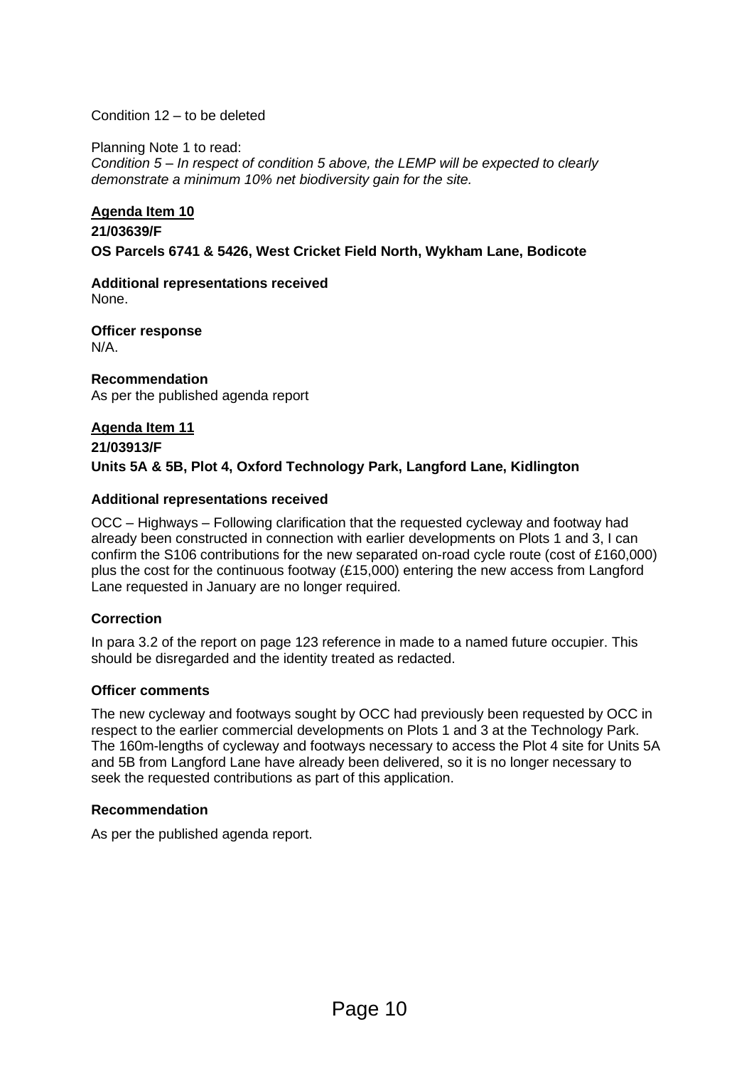Condition 12 – to be deleted

Planning Note 1 to read:
*Condition 5 – In respect of condition 5 above, the LEMP will be expected to clearly demonstrate a minimum 10% net biodiversity gain for the site.*

**Agenda Item 10**

**21/03639/F**

**OS Parcels 6741 & 5426, West Cricket Field North, Wykham Lane, Bodicote**

**Additional representations received**
None.

**Officer response**
N/A.

**Recommendation**
As per the published agenda report

**Agenda Item 11**

**21/03913/F**

**Units 5A & 5B, Plot 4, Oxford Technology Park, Langford Lane, Kidlington**

**Additional representations received**

OCC – Highways – Following clarification that the requested cycleway and footway had already been constructed in connection with earlier developments on Plots 1 and 3, I can confirm the S106 contributions for the new separated on-road cycle route (cost of £160,000) plus the cost for the continuous footway (£15,000) entering the new access from Langford Lane requested in January are no longer required.

**Correction**

In para 3.2 of the report on page 123 reference in made to a named future occupier. This should be disregarded and the identity treated as redacted.

**Officer comments**

The new cycleway and footways sought by OCC had previously been requested by OCC in respect to the earlier commercial developments on Plots 1 and 3 at the Technology Park. The 160m-lengths of cycleway and footways necessary to access the Plot 4 site for Units 5A and 5B from Langford Lane have already been delivered, so it is no longer necessary to seek the requested contributions as part of this application.

**Recommendation**

As per the published agenda report.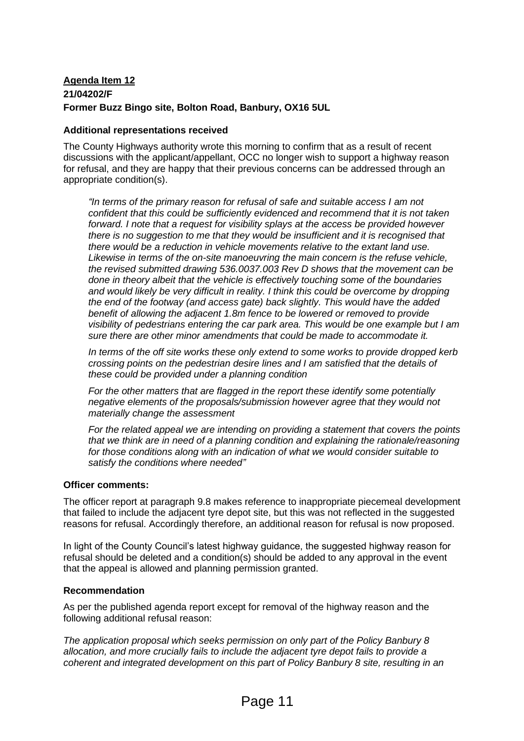**Agenda Item 12**
**21/04202/F**
**Former Buzz Bingo site, Bolton Road, Banbury, OX16 5UL**

**Additional representations received**

The County Highways authority wrote this morning to confirm that as a result of recent discussions with the applicant/appellant, OCC no longer wish to support a highway reason for refusal, and they are happy that their previous concerns can be addressed through an appropriate condition(s).

> *"In terms of the primary reason for refusal of safe and suitable access I am not confident that this could be sufficiently evidenced and recommend that it is not taken forward. I note that a request for visibility splays at the access be provided however there is no suggestion to me that they would be insufficient and it is recognised that there would be a reduction in vehicle movements relative to the extant land use. Likewise in terms of the on-site manoeuvring the main concern is the refuse vehicle, the revised submitted drawing 536.0037.003 Rev D shows that the movement can be done in theory albeit that the vehicle is effectively touching some of the boundaries and would likely be very difficult in reality. I think this could be overcome by dropping the end of the footway (and access gate) back slightly. This would have the added benefit of allowing the adjacent 1.8m fence to be lowered or removed to provide visibility of pedestrians entering the car park area. This would be one example but I am sure there are other minor amendments that could be made to accommodate it.*
>
> *In terms of the off site works these only extend to some works to provide dropped kerb crossing points on the pedestrian desire lines and I am satisfied that the details of these could be provided under a planning condition*
>
> *For the other matters that are flagged in the report these identify some potentially negative elements of the proposals/submission however agree that they would not materially change the assessment*
>
> *For the related appeal we are intending on providing a statement that covers the points that we think are in need of a planning condition and explaining the rationale/reasoning for those conditions along with an indication of what we would consider suitable to satisfy the conditions where needed"*

**Officer comments:**

The officer report at paragraph 9.8 makes reference to inappropriate piecemeal development that failed to include the adjacent tyre depot site, but this was not reflected in the suggested reasons for refusal. Accordingly therefore, an additional reason for refusal is now proposed.

In light of the County Council's latest highway guidance, the suggested highway reason for refusal should be deleted and a condition(s) should be added to any approval in the event that the appeal is allowed and planning permission granted.

**Recommendation**

As per the published agenda report except for removal of the highway reason and the following additional refusal reason:

*The application proposal which seeks permission on only part of the Policy Banbury 8 allocation, and more crucially fails to include the adjacent tyre depot fails to provide a coherent and integrated development on this part of Policy Banbury 8 site, resulting in an*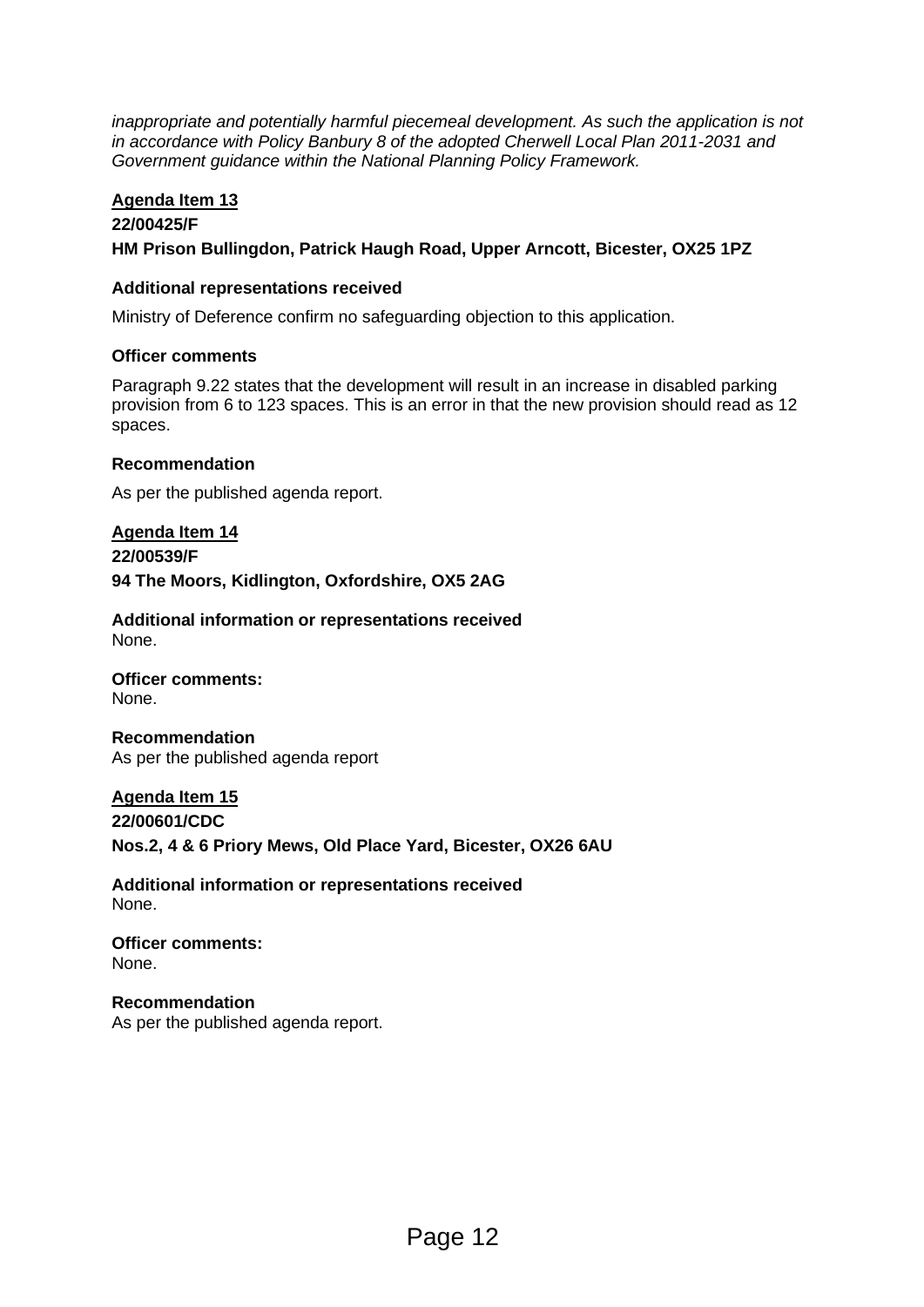*inappropriate and potentially harmful piecemeal development. As such the application is not in accordance with Policy Banbury 8 of the adopted Cherwell Local Plan 2011-2031 and Government guidance within the National Planning Policy Framework.*

**Agenda Item 13**

**22/00425/F**

**HM Prison Bullingdon, Patrick Haugh Road, Upper Arncott, Bicester, OX25 1PZ**

**Additional representations received**

Ministry of Deference confirm no safeguarding objection to this application.

**Officer comments**

Paragraph 9.22 states that the development will result in an increase in disabled parking provision from 6 to 123 spaces. This is an error in that the new provision should read as 12 spaces.

**Recommendation**

As per the published agenda report.

**Agenda Item 14**

**22/00539/F**

**94 The Moors, Kidlington, Oxfordshire, OX5 2AG**

**Additional information or representations received**
None.

**Officer comments:**
None.

**Recommendation**
As per the published agenda report

**Agenda Item 15**

**22/00601/CDC**

**Nos.2, 4 & 6 Priory Mews, Old Place Yard, Bicester, OX26 6AU**

**Additional information or representations received**
None.

**Officer comments:**
None.

**Recommendation**
As per the published agenda report.